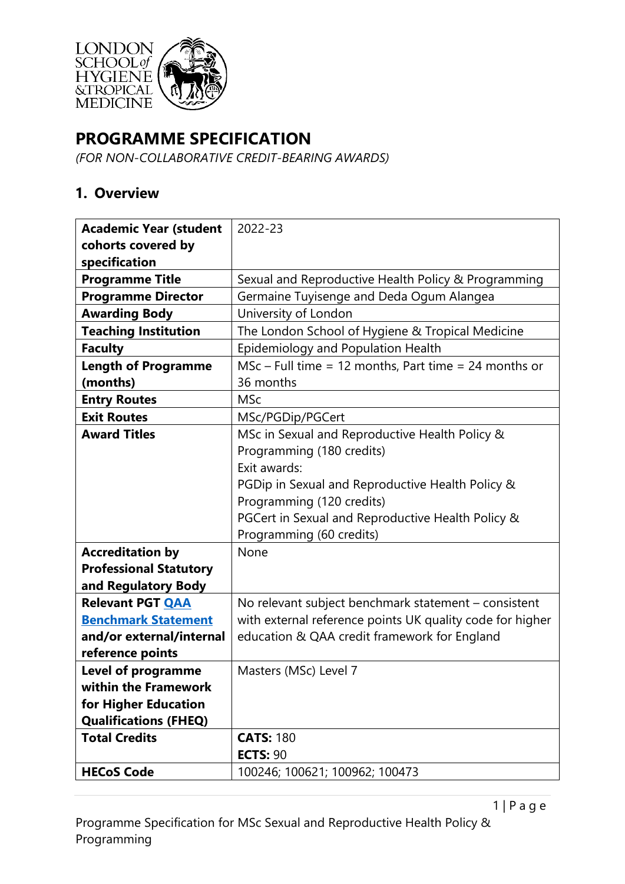# PROGRAMME SPECIFICATION

*(FOR NON-COLLABORATIVE CREDIT-BEARING AWARDS)*

## 1. Overview

| | |
|---|---|
| **Academic Year (student cohorts covered by specification** | 2022-23 |
| **Programme Title** | Sexual and Reproductive Health Policy & Programming |
| **Programme Director** | Germaine Tuyisenge and Deda Ogum Alangea |
| **Awarding Body** | University of London |
| **Teaching Institution** | The London School of Hygiene & Tropical Medicine |
| **Faculty** | Epidemiology and Population Health |
| **Length of Programme (months)** | MSc – Full time = 12 months, Part time = 24 months or 36 months |
| **Entry Routes** | MSc |
| **Exit Routes** | MSc/PGDip/PGCert |
| **Award Titles** | MSc in Sexual and Reproductive Health Policy & Programming (180 credits)<br>Exit awards:<br>PGDip in Sexual and Reproductive Health Policy & Programming (120 credits)<br>PGCert in Sexual and Reproductive Health Policy & Programming (60 credits) |
| **Accreditation by Professional Statutory and Regulatory Body** | None |
| **Relevant PGT QAA Benchmark Statement and/or external/internal reference points** | No relevant subject benchmark statement – consistent with external reference points UK quality code for higher education & QAA credit framework for England |
| **Level of programme within the Framework for Higher Education Qualifications (FHEQ)** | Masters (MSc) Level 7 |
| **Total Credits** | **CATS:** 180<br>**ECTS:** 90 |
| **HECoS Code** | 100246; 100621; 100962; 100473 |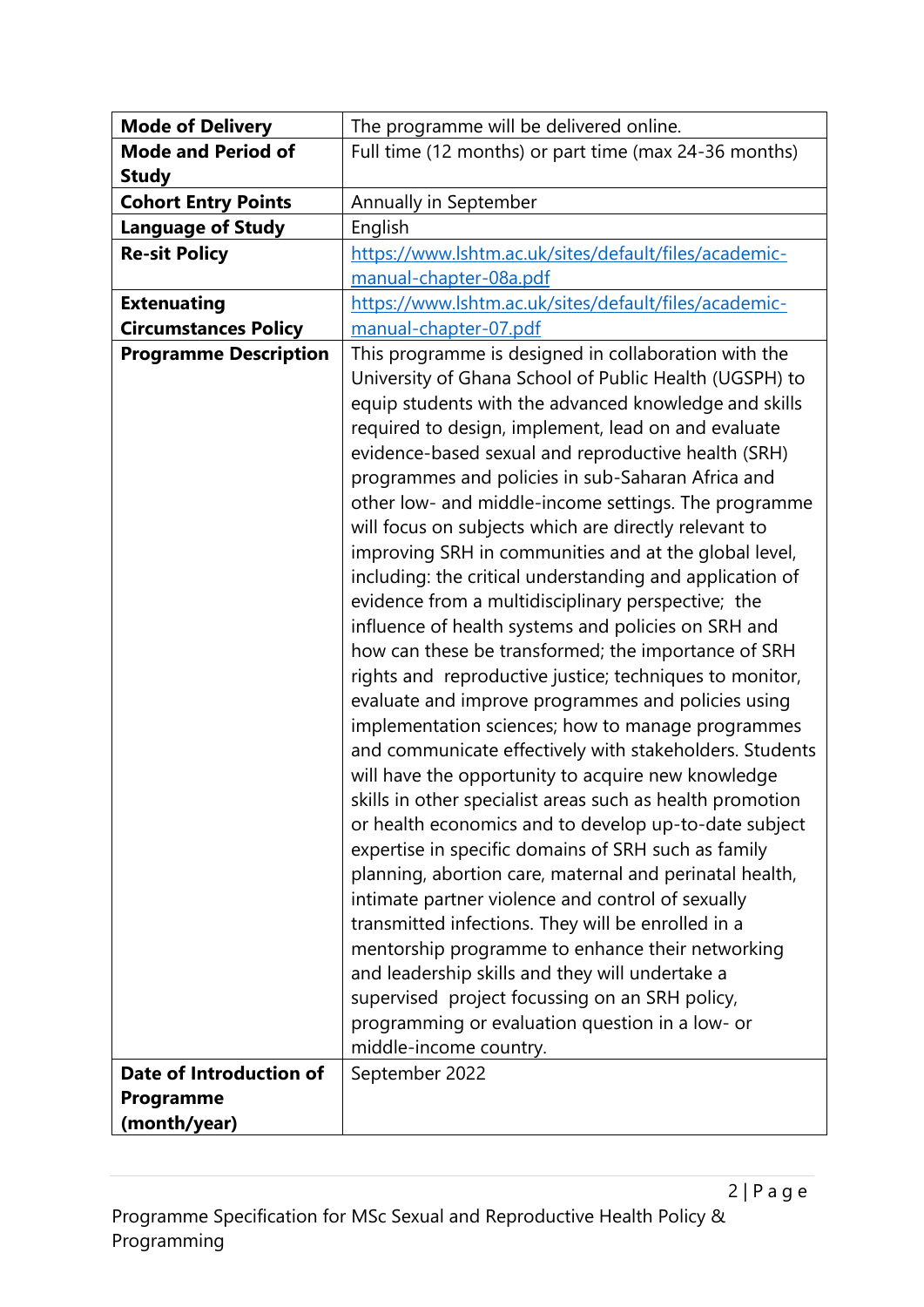| **Mode of Delivery** | The programme will be delivered online. |
|---|---|
| **Mode and Period of Study** | Full time (12 months) or part time (max 24-36 months) |
| **Cohort Entry Points** | Annually in September |
| **Language of Study** | English |
| **Re-sit Policy** | https://www.lshtm.ac.uk/sites/default/files/academic-manual-chapter-08a.pdf |
| **Extenuating Circumstances Policy** | https://www.lshtm.ac.uk/sites/default/files/academic-manual-chapter-07.pdf |
| **Programme Description** | This programme is designed in collaboration with the University of Ghana School of Public Health (UGSPH) to equip students with the advanced knowledge and skills required to design, implement, lead on and evaluate evidence-based sexual and reproductive health (SRH) programmes and policies in sub-Saharan Africa and other low- and middle-income settings. The programme will focus on subjects which are directly relevant to improving SRH in communities and at the global level, including: the critical understanding and application of evidence from a multidisciplinary perspective; the influence of health systems and policies on SRH and how can these be transformed; the importance of SRH rights and reproductive justice; techniques to monitor, evaluate and improve programmes and policies using implementation sciences; how to manage programmes and communicate effectively with stakeholders. Students will have the opportunity to acquire new knowledge skills in other specialist areas such as health promotion or health economics and to develop up-to-date subject expertise in specific domains of SRH such as family planning, abortion care, maternal and perinatal health, intimate partner violence and control of sexually transmitted infections. They will be enrolled in a mentorship programme to enhance their networking and leadership skills and they will undertake a supervised project focussing on an SRH policy, programming or evaluation question in a low- or middle-income country. |
| **Date of Introduction of Programme (month/year)** | September 2022 |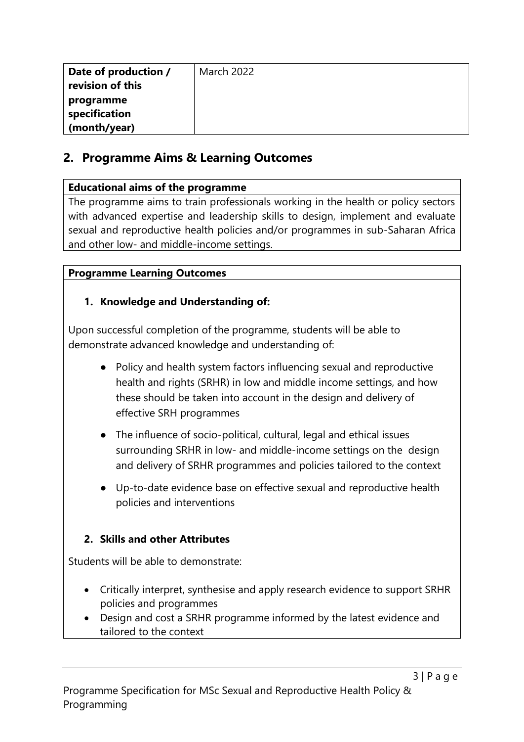| Date of production / revision of this programme specification (month/year) | March 2022 |
|---|---|

## 2. Programme Aims & Learning Outcomes

| Educational aims of the programme |
|---|
| The programme aims to train professionals working in the health or policy sectors with advanced expertise and leadership skills to design, implement and evaluate sexual and reproductive health policies and/or programmes in sub-Saharan Africa and other low- and middle-income settings. |

**Programme Learning Outcomes**

### 1. Knowledge and Understanding of:

Upon successful completion of the programme, students will be able to demonstrate advanced knowledge and understanding of:

- Policy and health system factors influencing sexual and reproductive health and rights (SRHR) in low and middle income settings, and how these should be taken into account in the design and delivery of effective SRH programmes
- The influence of socio-political, cultural, legal and ethical issues surrounding SRHR in low- and middle-income settings on the design and delivery of SRHR programmes and policies tailored to the context
- Up-to-date evidence base on effective sexual and reproductive health policies and interventions

### 2. Skills and other Attributes

Students will be able to demonstrate:

- Critically interpret, synthesise and apply research evidence to support SRHR policies and programmes
- Design and cost a SRHR programme informed by the latest evidence and tailored to the context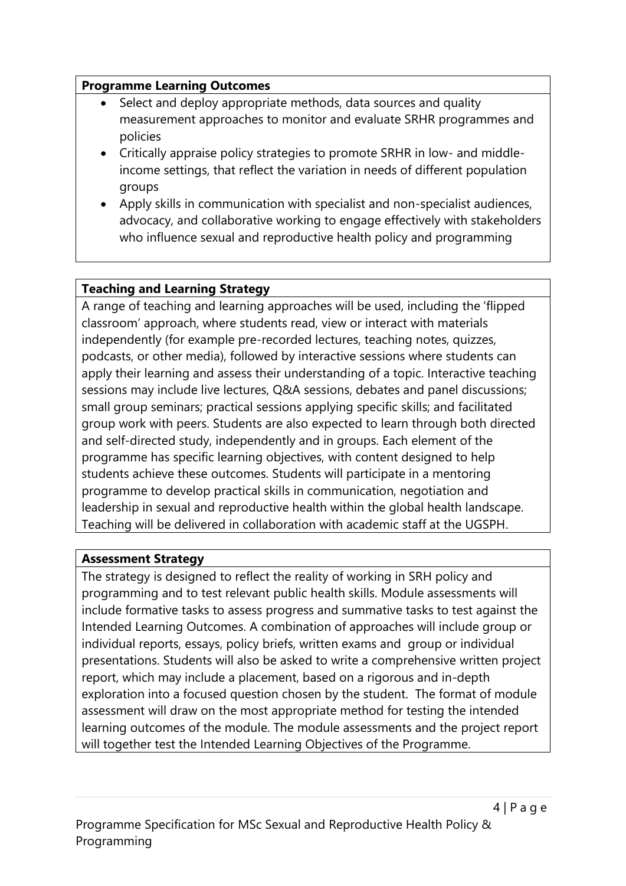**Programme Learning Outcomes**

- Select and deploy appropriate methods, data sources and quality measurement approaches to monitor and evaluate SRHR programmes and policies
- Critically appraise policy strategies to promote SRHR in low- and middle-income settings, that reflect the variation in needs of different population groups
- Apply skills in communication with specialist and non-specialist audiences, advocacy, and collaborative working to engage effectively with stakeholders who influence sexual and reproductive health policy and programming

**Teaching and Learning Strategy**

A range of teaching and learning approaches will be used, including the 'flipped classroom' approach, where students read, view or interact with materials independently (for example pre-recorded lectures, teaching notes, quizzes, podcasts, or other media), followed by interactive sessions where students can apply their learning and assess their understanding of a topic. Interactive teaching sessions may include live lectures, Q&A sessions, debates and panel discussions; small group seminars; practical sessions applying specific skills; and facilitated group work with peers. Students are also expected to learn through both directed and self-directed study, independently and in groups. Each element of the programme has specific learning objectives, with content designed to help students achieve these outcomes. Students will participate in a mentoring programme to develop practical skills in communication, negotiation and leadership in sexual and reproductive health within the global health landscape. Teaching will be delivered in collaboration with academic staff at the UGSPH.

**Assessment Strategy**

The strategy is designed to reflect the reality of working in SRH policy and programming and to test relevant public health skills. Module assessments will include formative tasks to assess progress and summative tasks to test against the Intended Learning Outcomes. A combination of approaches will include group or individual reports, essays, policy briefs, written exams and group or individual presentations. Students will also be asked to write a comprehensive written project report, which may include a placement, based on a rigorous and in-depth exploration into a focused question chosen by the student. The format of module assessment will draw on the most appropriate method for testing the intended learning outcomes of the module. The module assessments and the project report will together test the Intended Learning Objectives of the Programme.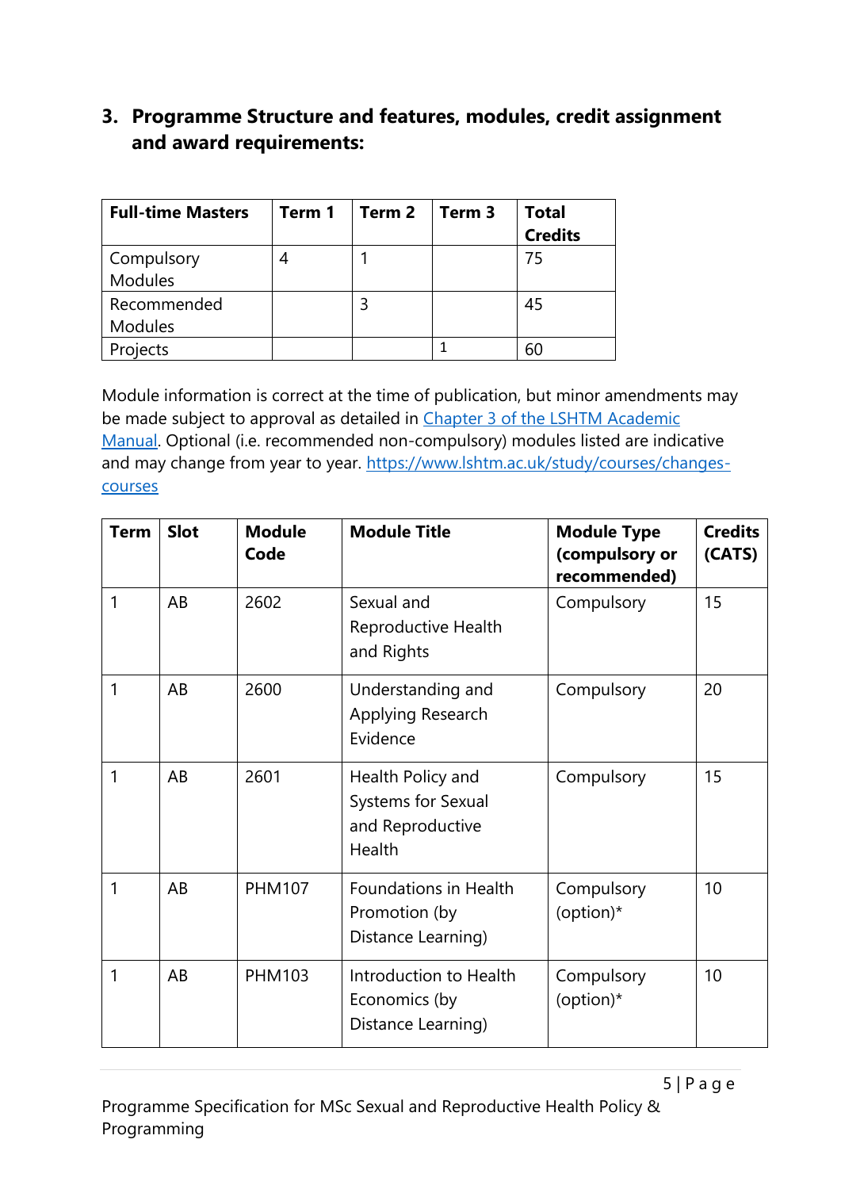## 3. Programme Structure and features, modules, credit assignment and award requirements:

| Full-time Masters | Term 1 | Term 2 | Term 3 | Total Credits |
|---|---|---|---|---|
| Compulsory Modules | 4 | 1 | | 75 |
| Recommended Modules | | 3 | | 45 |
| Projects | | | 1 | 60 |

Module information is correct at the time of publication, but minor amendments may be made subject to approval as detailed in [Chapter 3 of the LSHTM Academic Manual](). Optional (i.e. recommended non-compulsory) modules listed are indicative and may change from year to year. [https://www.lshtm.ac.uk/study/courses/changes-courses](https://www.lshtm.ac.uk/study/courses/changes-courses)

| Term | Slot | Module Code | Module Title | Module Type (compulsory or recommended) | Credits (CATS) |
|---|---|---|---|---|---|
| 1 | AB | 2602 | Sexual and Reproductive Health and Rights | Compulsory | 15 |
| 1 | AB | 2600 | Understanding and Applying Research Evidence | Compulsory | 20 |
| 1 | AB | 2601 | Health Policy and Systems for Sexual and Reproductive Health | Compulsory | 15 |
| 1 | AB | PHM107 | Foundations in Health Promotion (by Distance Learning) | Compulsory (option)* | 10 |
| 1 | AB | PHM103 | Introduction to Health Economics (by Distance Learning) | Compulsory (option)* | 10 |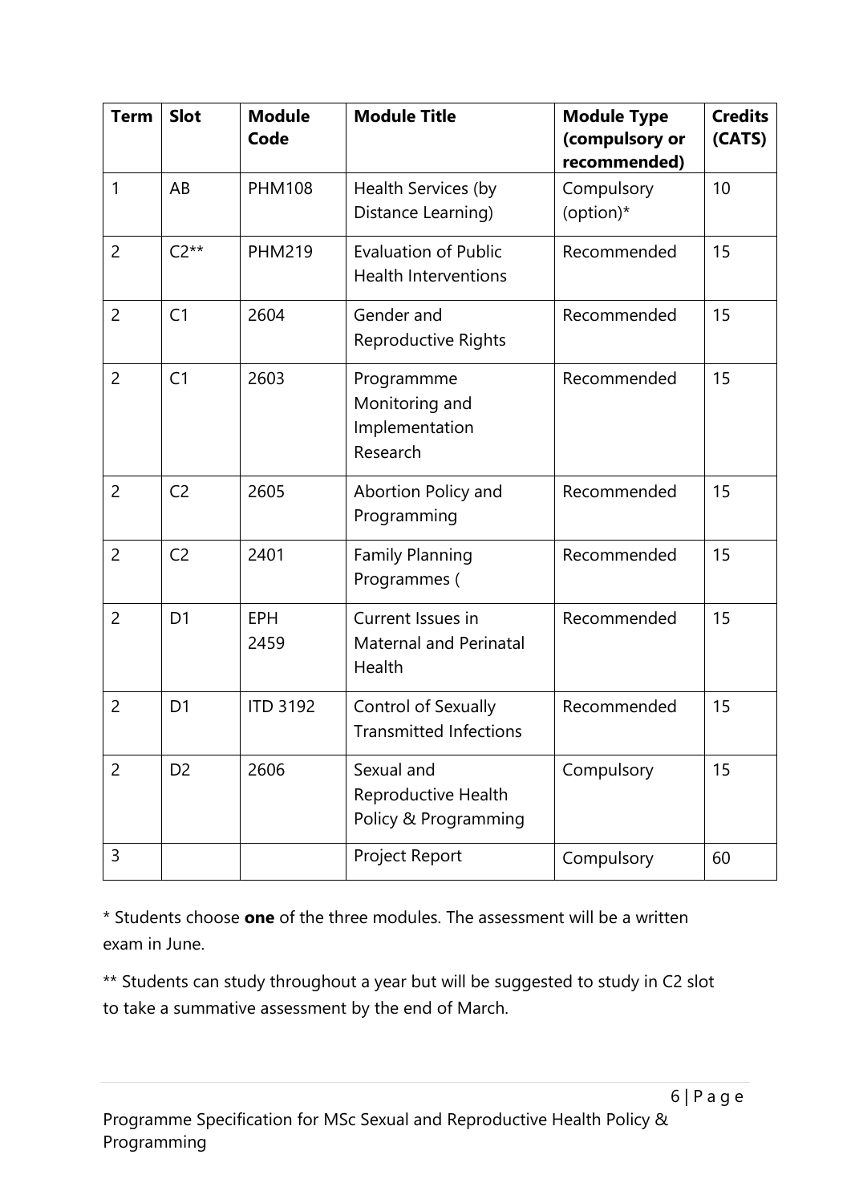| Term | Slot | Module Code | Module Title | Module Type (compulsory or recommended) | Credits (CATS) |
|---|---|---|---|---|---|
| 1 | AB | PHM108 | Health Services (by Distance Learning) | Compulsory (option)* | 10 |
| 2 | C2** | PHM219 | Evaluation of Public Health Interventions | Recommended | 15 |
| 2 | C1 | 2604 | Gender and Reproductive Rights | Recommended | 15 |
| 2 | C1 | 2603 | Programmme Monitoring and Implementation Research | Recommended | 15 |
| 2 | C2 | 2605 | Abortion Policy and Programming | Recommended | 15 |
| 2 | C2 | 2401 | Family Planning Programmes ( | Recommended | 15 |
| 2 | D1 | EPH 2459 | Current Issues in Maternal and Perinatal Health | Recommended | 15 |
| 2 | D1 | ITD 3192 | Control of Sexually Transmitted Infections | Recommended | 15 |
| 2 | D2 | 2606 | Sexual and Reproductive Health Policy & Programming | Compulsory | 15 |
| 3 | | | Project Report | Compulsory | 60 |

* Students choose **one** of the three modules. The assessment will be a written exam in June.

** Students can study throughout a year but will be suggested to study in C2 slot to take a summative assessment by the end of March.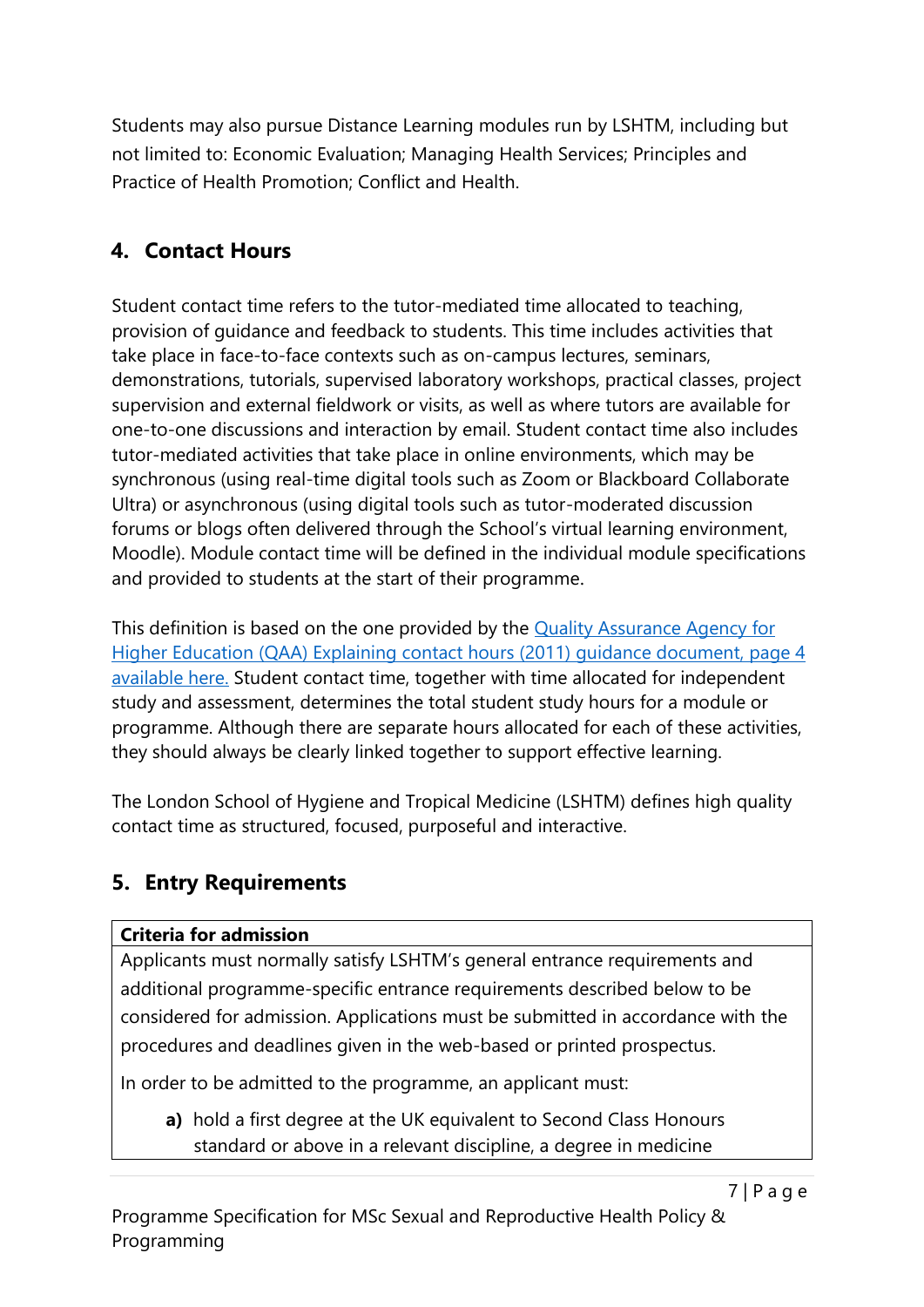Students may also pursue Distance Learning modules run by LSHTM, including but not limited to: Economic Evaluation; Managing Health Services; Principles and Practice of Health Promotion; Conflict and Health.

## 4. Contact Hours

Student contact time refers to the tutor-mediated time allocated to teaching, provision of guidance and feedback to students. This time includes activities that take place in face-to-face contexts such as on-campus lectures, seminars, demonstrations, tutorials, supervised laboratory workshops, practical classes, project supervision and external fieldwork or visits, as well as where tutors are available for one-to-one discussions and interaction by email. Student contact time also includes tutor-mediated activities that take place in online environments, which may be synchronous (using real-time digital tools such as Zoom or Blackboard Collaborate Ultra) or asynchronous (using digital tools such as tutor-moderated discussion forums or blogs often delivered through the School's virtual learning environment, Moodle). Module contact time will be defined in the individual module specifications and provided to students at the start of their programme.

This definition is based on the one provided by the [Quality Assurance Agency for Higher Education (QAA) Explaining contact hours (2011) guidance document, page 4 available here.]() Student contact time, together with time allocated for independent study and assessment, determines the total student study hours for a module or programme. Although there are separate hours allocated for each of these activities, they should always be clearly linked together to support effective learning.

The London School of Hygiene and Tropical Medicine (LSHTM) defines high quality contact time as structured, focused, purposeful and interactive.

## 5. Entry Requirements

| **Criteria for admission** |
|---|
| Applicants must normally satisfy LSHTM's general entrance requirements and additional programme-specific entrance requirements described below to be considered for admission. Applications must be submitted in accordance with the procedures and deadlines given in the web-based or printed prospectus.<br><br>In order to be admitted to the programme, an applicant must:<br><br>**a)** hold a first degree at the UK equivalent to Second Class Honours standard or above in a relevant discipline, a degree in medicine |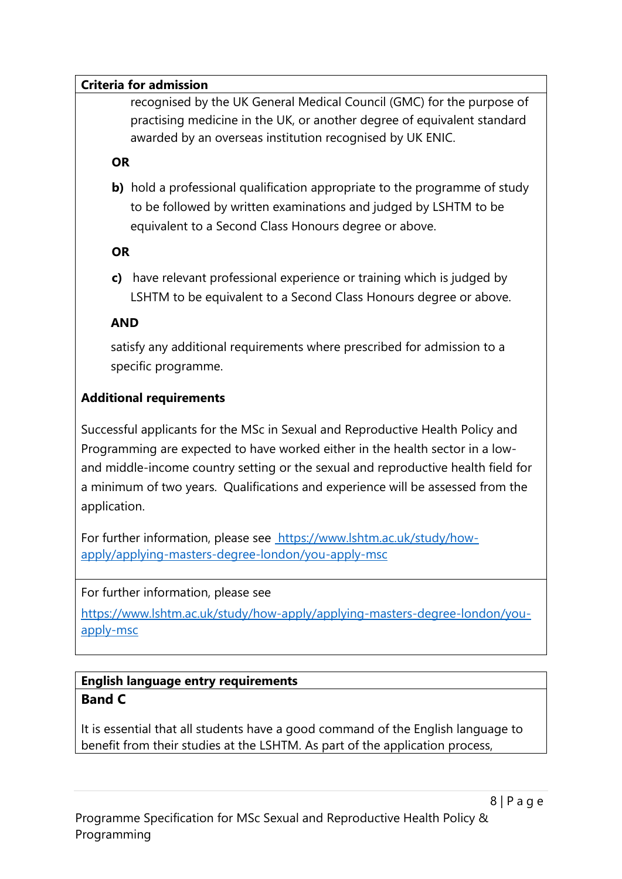**Criteria for admission**

recognised by the UK General Medical Council (GMC) for the purpose of practising medicine in the UK, or another degree of equivalent standard awarded by an overseas institution recognised by UK ENIC.

**OR**

**b)** hold a professional qualification appropriate to the programme of study to be followed by written examinations and judged by LSHTM to be equivalent to a Second Class Honours degree or above.

**OR**

**c)** have relevant professional experience or training which is judged by LSHTM to be equivalent to a Second Class Honours degree or above.

**AND**

satisfy any additional requirements where prescribed for admission to a specific programme.

**Additional requirements**

Successful applicants for the MSc in Sexual and Reproductive Health Policy and Programming are expected to have worked either in the health sector in a low- and middle-income country setting or the sexual and reproductive health field for a minimum of two years. Qualifications and experience will be assessed from the application.

For further information, please see [https://www.lshtm.ac.uk/study/how-apply/applying-masters-degree-london/you-apply-msc](https://www.lshtm.ac.uk/study/how-apply/applying-masters-degree-london/you-apply-msc)

For further information, please see

[https://www.lshtm.ac.uk/study/how-apply/applying-masters-degree-london/you-apply-msc](https://www.lshtm.ac.uk/study/how-apply/applying-masters-degree-london/you-apply-msc)

**English language entry requirements**

**Band C**

It is essential that all students have a good command of the English language to benefit from their studies at the LSHTM. As part of the application process,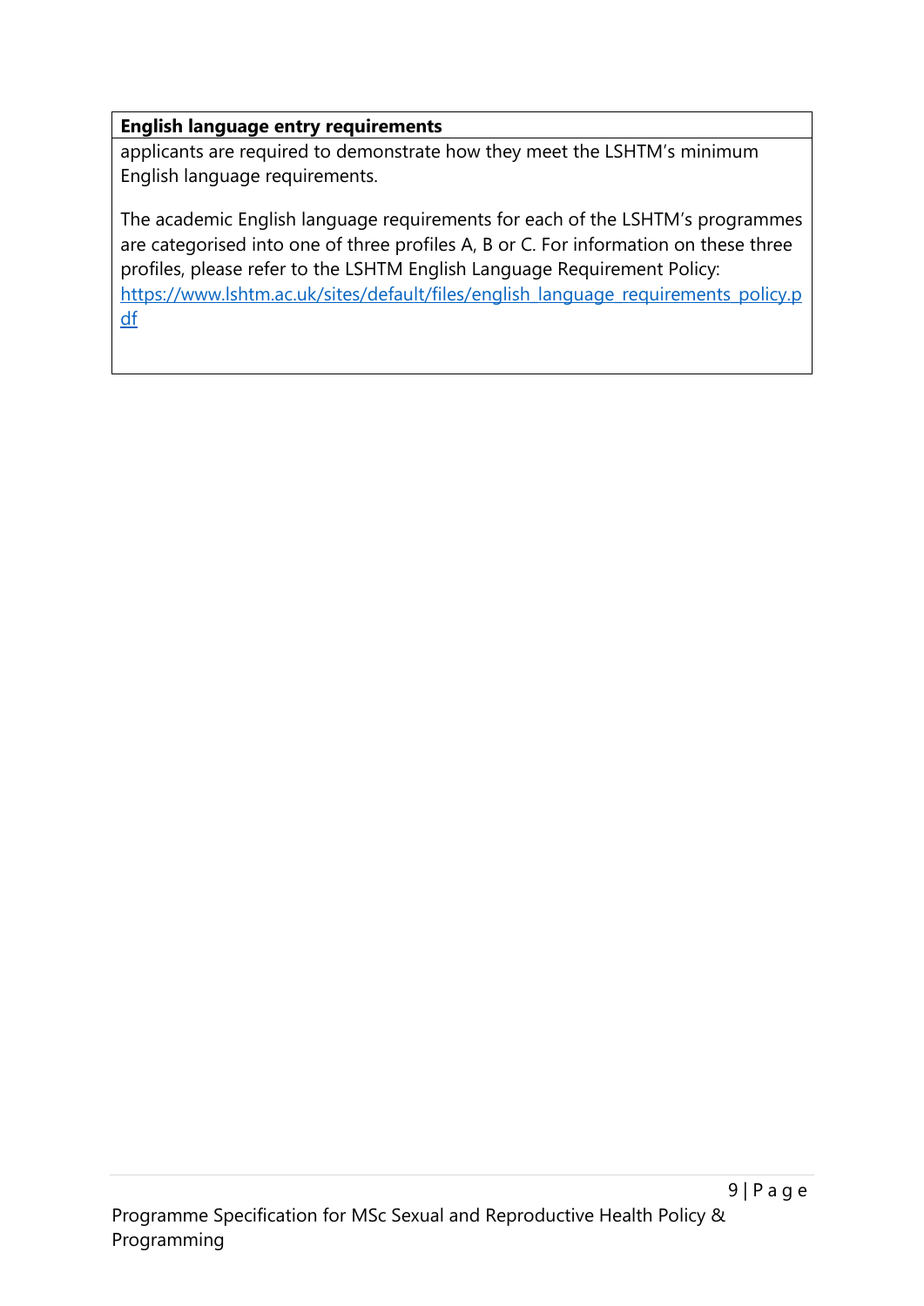| English language entry requirements |
|---|
| applicants are required to demonstrate how they meet the LSHTM's minimum English language requirements.<br><br>The academic English language requirements for each of the LSHTM's programmes are categorised into one of three profiles A, B or C. For information on these three profiles, please refer to the LSHTM English Language Requirement Policy: https://www.lshtm.ac.uk/sites/default/files/english_language_requirements_policy.pdf |